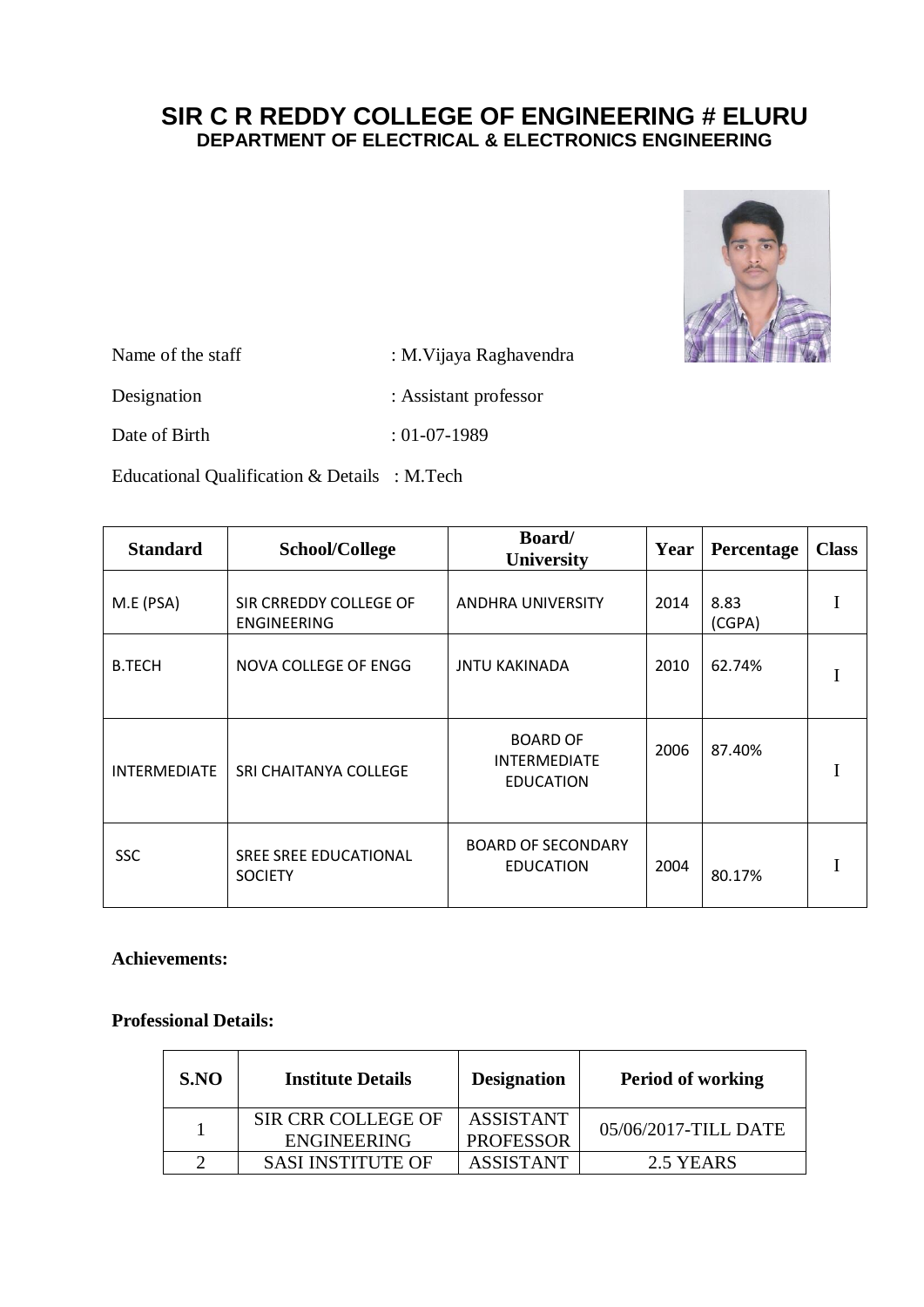# SIR C R REDDY COLLEGE OF ENGINEERING # ELURU

## DEPARTMENT OF ELECTRICAL & ELECTRONICS ENGINEERING

Name of the staff : M.Vijaya Raghavendra

Designation : Assistant professor

Date of Birth : 01-07-1989

Educational Qualification & Details : M.Tech

| Standard | School/College | Board/ University | Year | Percentage | Class |
|---|---|---|---|---|---|
| M.E (PSA) | SIR CRREDDY COLLEGE OF ENGINEERING | ANDHRA UNIVERSITY | 2014 | 8.83 (CGPA) | I |
| B.TECH | NOVA COLLEGE OF ENGG | JNTU KAKINADA | 2010 | 62.74% | I |
| INTERMEDIATE | SRI CHAITANYA COLLEGE | BOARD OF INTERMEDIATE EDUCATION | 2006 | 87.40% | I |
| SSC | SREE SREE EDUCATIONAL SOCIETY | BOARD OF SECONDARY EDUCATION | 2004 | 80.17% | I |

**Achievements:**

**Professional Details:**

| S.NO | Institute Details | Designation | Period of working |
|---|---|---|---|
| 1 | SIR CRR COLLEGE OF ENGINEERING | ASSISTANT PROFESSOR | 05/06/2017-TILL DATE |
| 2 | SASI INSTITUTE OF | ASSISTANT | 2.5 YEARS |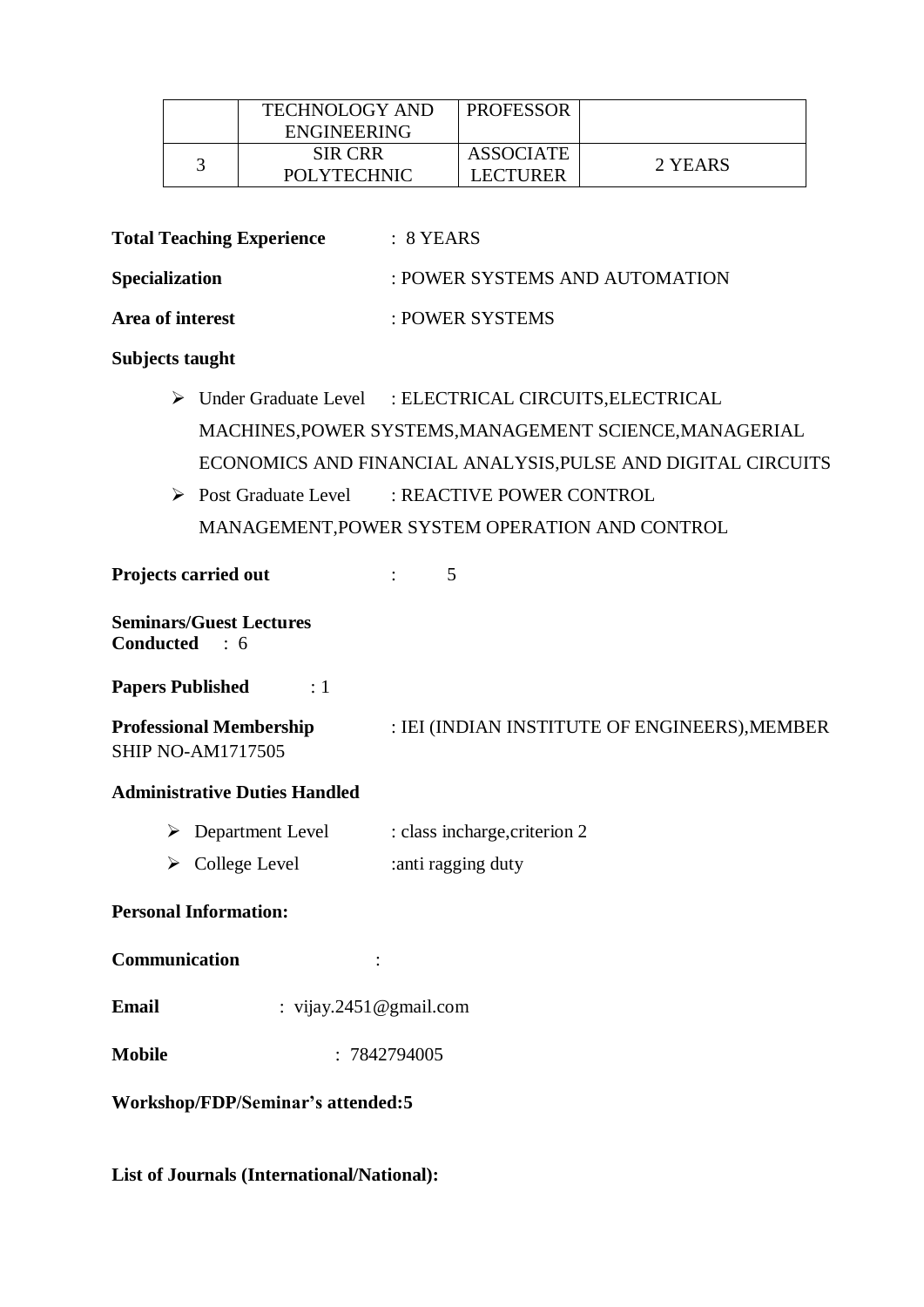|  |  |  |  |
|---|---|---|---|
|  | TECHNOLOGY AND ENGINEERING | PROFESSOR |  |
| 3 | SIR CRR POLYTECHNIC | ASSOCIATE LECTURER | 2 YEARS |

**Total Teaching Experience** : 8 YEARS

**Specialization** : POWER SYSTEMS AND AUTOMATION

**Area of interest** : POWER SYSTEMS

**Subjects taught**

- Under Graduate Level : ELECTRICAL CIRCUITS,ELECTRICAL MACHINES,POWER SYSTEMS,MANAGEMENT SCIENCE,MANAGERIAL ECONOMICS AND FINANCIAL ANALYSIS,PULSE AND DIGITAL CIRCUITS
- Post Graduate Level : REACTIVE POWER CONTROL MANAGEMENT,POWER SYSTEM OPERATION AND CONTROL

**Projects carried out** : 5

**Seminars/Guest Lectures Conducted** : 6

**Papers Published** : 1

**Professional Membership** : IEI (INDIAN INSTITUTE OF ENGINEERS),MEMBER SHIP NO-AM1717505

**Administrative Duties Handled**

- Department Level : class incharge,criterion 2
- College Level :anti ragging duty

**Personal Information:**

**Communication** :

**Email** : vijay.2451@gmail.com

**Mobile** : 7842794005

**Workshop/FDP/Seminar's attended:5**

**List of Journals (International/National):**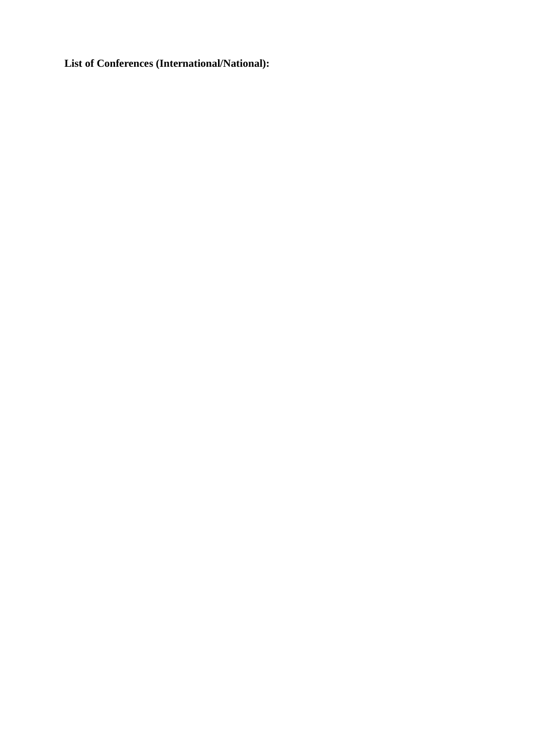**List of Conferences (International/National):**